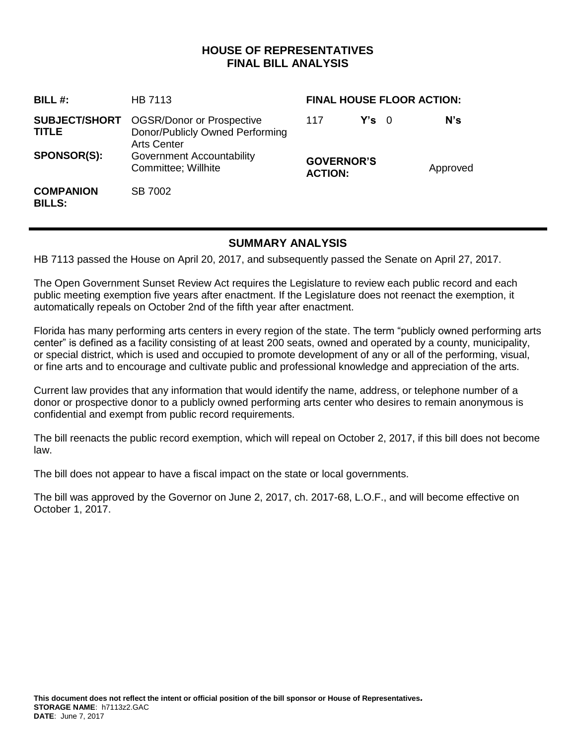# HOUSE OF REPRESENTATIVES
# FINAL BILL ANALYSIS

| | | | |
|---|---|---|---|
| **BILL #:** | HB 7113 | **FINAL HOUSE FLOOR ACTION:** | |
| **SUBJECT/SHORT TITLE** | OGSR/Donor or Prospective Donor/Publicly Owned Performing Arts Center | 117 **Y's** 0 | **N's** |
| **SPONSOR(S):** | Government Accountability Committee; Willhite | **GOVERNOR'S ACTION:** | Approved |
| **COMPANION BILLS:** | SB 7002 | | |

## SUMMARY ANALYSIS

HB 7113 passed the House on April 20, 2017, and subsequently passed the Senate on April 27, 2017.

The Open Government Sunset Review Act requires the Legislature to review each public record and each public meeting exemption five years after enactment. If the Legislature does not reenact the exemption, it automatically repeals on October 2nd of the fifth year after enactment.

Florida has many performing arts centers in every region of the state. The term "publicly owned performing arts center" is defined as a facility consisting of at least 200 seats, owned and operated by a county, municipality, or special district, which is used and occupied to promote development of any or all of the performing, visual, or fine arts and to encourage and cultivate public and professional knowledge and appreciation of the arts.

Current law provides that any information that would identify the name, address, or telephone number of a donor or prospective donor to a publicly owned performing arts center who desires to remain anonymous is confidential and exempt from public record requirements.

The bill reenacts the public record exemption, which will repeal on October 2, 2017, if this bill does not become law.

The bill does not appear to have a fiscal impact on the state or local governments.

The bill was approved by the Governor on June 2, 2017, ch. 2017-68, L.O.F., and will become effective on October 1, 2017.

**This document does not reflect the intent or official position of the bill sponsor or House of Representatives.**
**STORAGE NAME**: h7113z2.GAC
**DATE**: June 7, 2017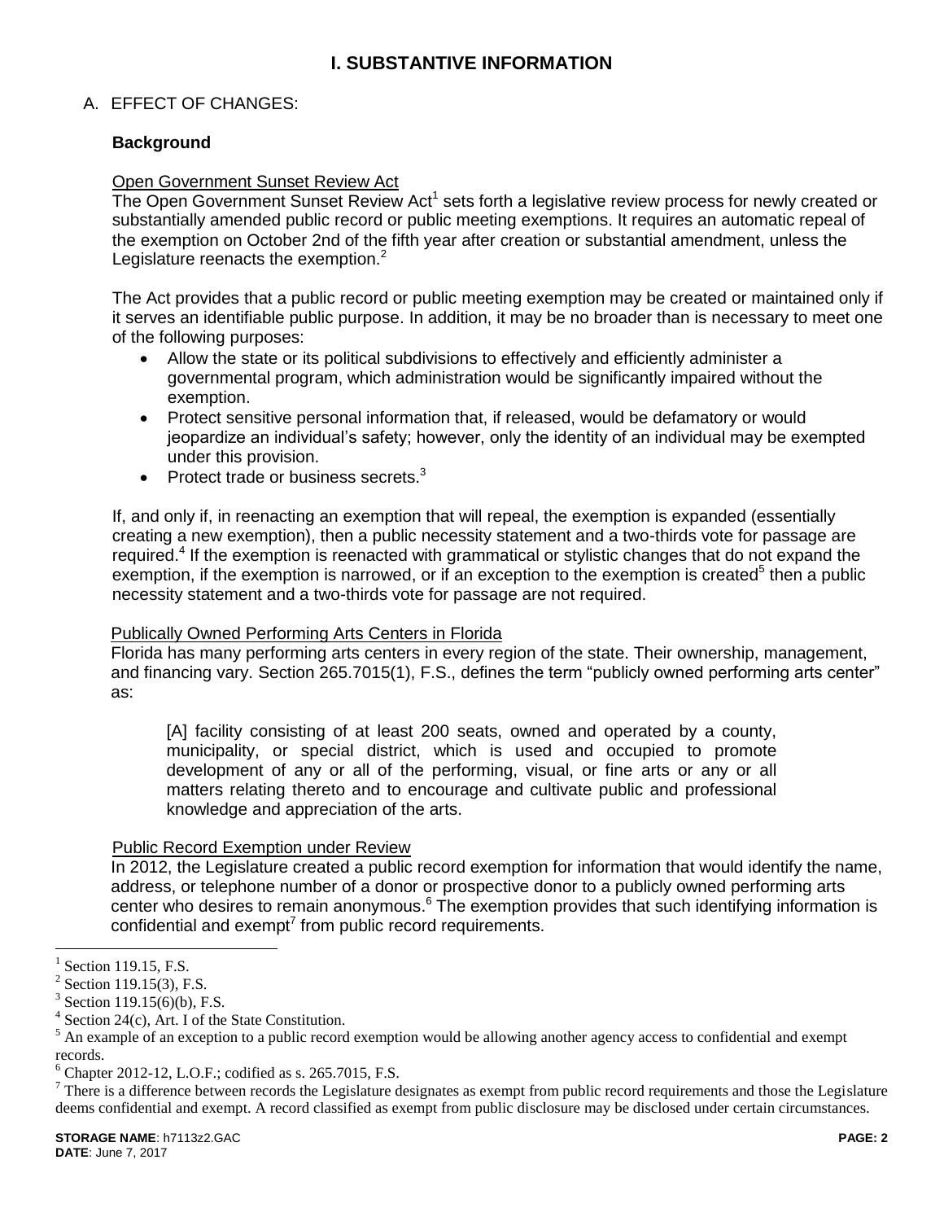# I. SUBSTANTIVE INFORMATION

## A. EFFECT OF CHANGES:

### Background

Open Government Sunset Review Act

The Open Government Sunset Review Act[1] sets forth a legislative review process for newly created or substantially amended public record or public meeting exemptions. It requires an automatic repeal of the exemption on October 2nd of the fifth year after creation or substantial amendment, unless the Legislature reenacts the exemption.[2]

The Act provides that a public record or public meeting exemption may be created or maintained only if it serves an identifiable public purpose. In addition, it may be no broader than is necessary to meet one of the following purposes:

- Allow the state or its political subdivisions to effectively and efficiently administer a governmental program, which administration would be significantly impaired without the exemption.
- Protect sensitive personal information that, if released, would be defamatory or would jeopardize an individual's safety; however, only the identity of an individual may be exempted under this provision.
- Protect trade or business secrets.[3]

If, and only if, in reenacting an exemption that will repeal, the exemption is expanded (essentially creating a new exemption), then a public necessity statement and a two-thirds vote for passage are required.[4] If the exemption is reenacted with grammatical or stylistic changes that do not expand the exemption, if the exemption is narrowed, or if an exception to the exemption is created[5] then a public necessity statement and a two-thirds vote for passage are not required.

Publically Owned Performing Arts Centers in Florida

Florida has many performing arts centers in every region of the state. Their ownership, management, and financing vary. Section 265.7015(1), F.S., defines the term "publicly owned performing arts center" as:

> [A] facility consisting of at least 200 seats, owned and operated by a county, municipality, or special district, which is used and occupied to promote development of any or all of the performing, visual, or fine arts or any or all matters relating thereto and to encourage and cultivate public and professional knowledge and appreciation of the arts.

Public Record Exemption under Review

In 2012, the Legislature created a public record exemption for information that would identify the name, address, or telephone number of a donor or prospective donor to a publicly owned performing arts center who desires to remain anonymous.[6] The exemption provides that such identifying information is confidential and exempt[7] from public record requirements.

---

[1] Section 119.15, F.S.

[2] Section 119.15(3), F.S.

[3] Section 119.15(6)(b), F.S.

[4] Section 24(c), Art. I of the State Constitution.

[5] An example of an exception to a public record exemption would be allowing another agency access to confidential and exempt records.

[6] Chapter 2012-12, L.O.F.; codified as s. 265.7015, F.S.

[7] There is a difference between records the Legislature designates as exempt from public record requirements and those the Legislature deems confidential and exempt. A record classified as exempt from public disclosure may be disclosed under certain circumstances.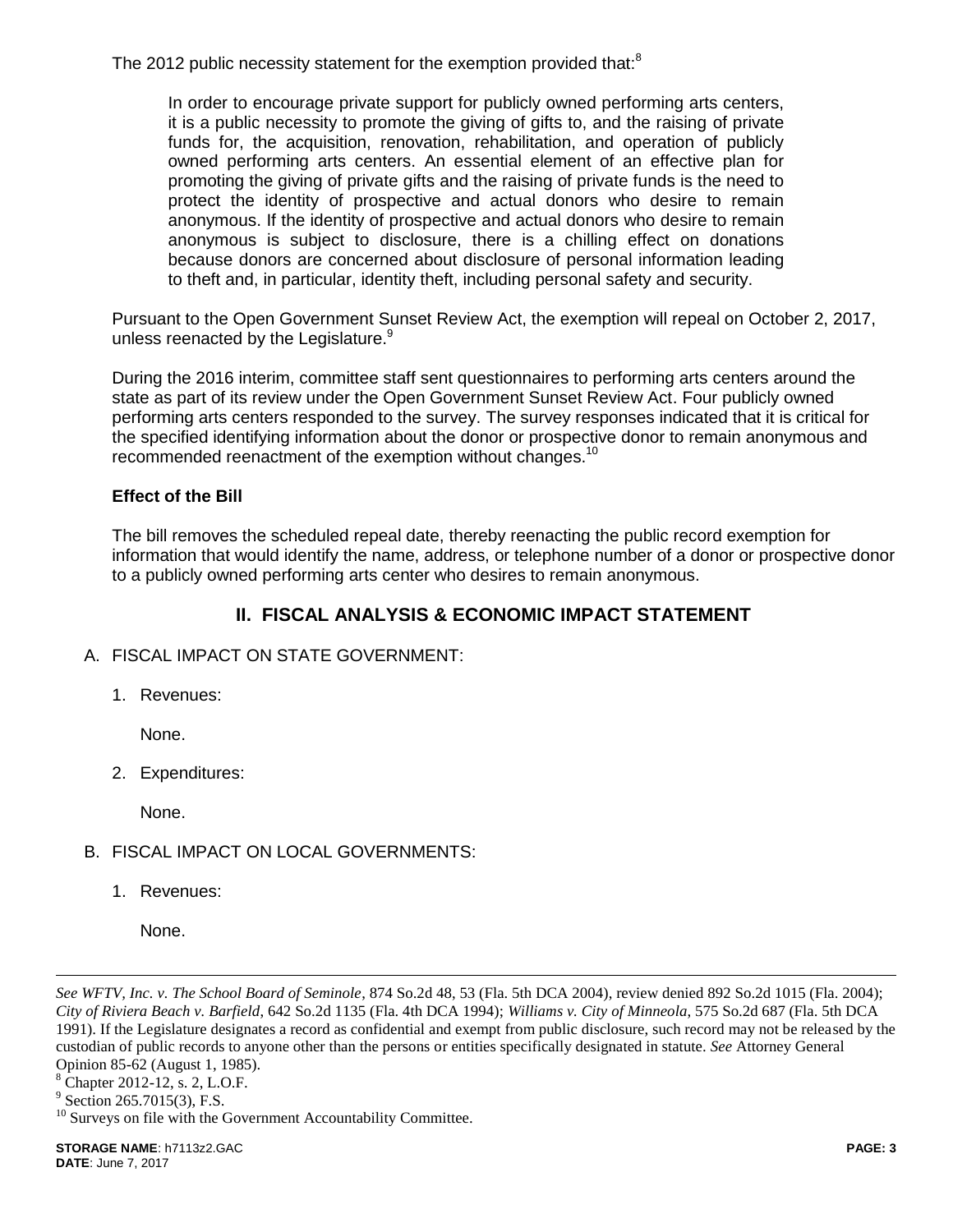The 2012 public necessity statement for the exemption provided that:[8]

> In order to encourage private support for publicly owned performing arts centers, it is a public necessity to promote the giving of gifts to, and the raising of private funds for, the acquisition, renovation, rehabilitation, and operation of publicly owned performing arts centers. An essential element of an effective plan for promoting the giving of private gifts and the raising of private funds is the need to protect the identity of prospective and actual donors who desire to remain anonymous. If the identity of prospective and actual donors who desire to remain anonymous is subject to disclosure, there is a chilling effect on donations because donors are concerned about disclosure of personal information leading to theft and, in particular, identity theft, including personal safety and security.

Pursuant to the Open Government Sunset Review Act, the exemption will repeal on October 2, 2017, unless reenacted by the Legislature.[9]

During the 2016 interim, committee staff sent questionnaires to performing arts centers around the state as part of its review under the Open Government Sunset Review Act. Four publicly owned performing arts centers responded to the survey. The survey responses indicated that it is critical for the specified identifying information about the donor or prospective donor to remain anonymous and recommended reenactment of the exemption without changes.[10]

**Effect of the Bill**

The bill removes the scheduled repeal date, thereby reenacting the public record exemption for information that would identify the name, address, or telephone number of a donor or prospective donor to a publicly owned performing arts center who desires to remain anonymous.

## II. FISCAL ANALYSIS & ECONOMIC IMPACT STATEMENT

A. FISCAL IMPACT ON STATE GOVERNMENT:

1. Revenues:

   None.

2. Expenditures:

   None.

B. FISCAL IMPACT ON LOCAL GOVERNMENTS:

1. Revenues:

   None.

---

*See WFTV, Inc. v. The School Board of Seminole*, 874 So.2d 48, 53 (Fla. 5th DCA 2004), review denied 892 So.2d 1015 (Fla. 2004); *City of Riviera Beach v. Barfield*, 642 So.2d 1135 (Fla. 4th DCA 1994); *Williams v. City of Minneola*, 575 So.2d 687 (Fla. 5th DCA 1991). If the Legislature designates a record as confidential and exempt from public disclosure, such record may not be released by the custodian of public records to anyone other than the persons or entities specifically designated in statute. *See* Attorney General Opinion 85-62 (August 1, 1985).

[8] Chapter 2012-12, s. 2, L.O.F.

[9] Section 265.7015(3), F.S.

[10] Surveys on file with the Government Accountability Committee.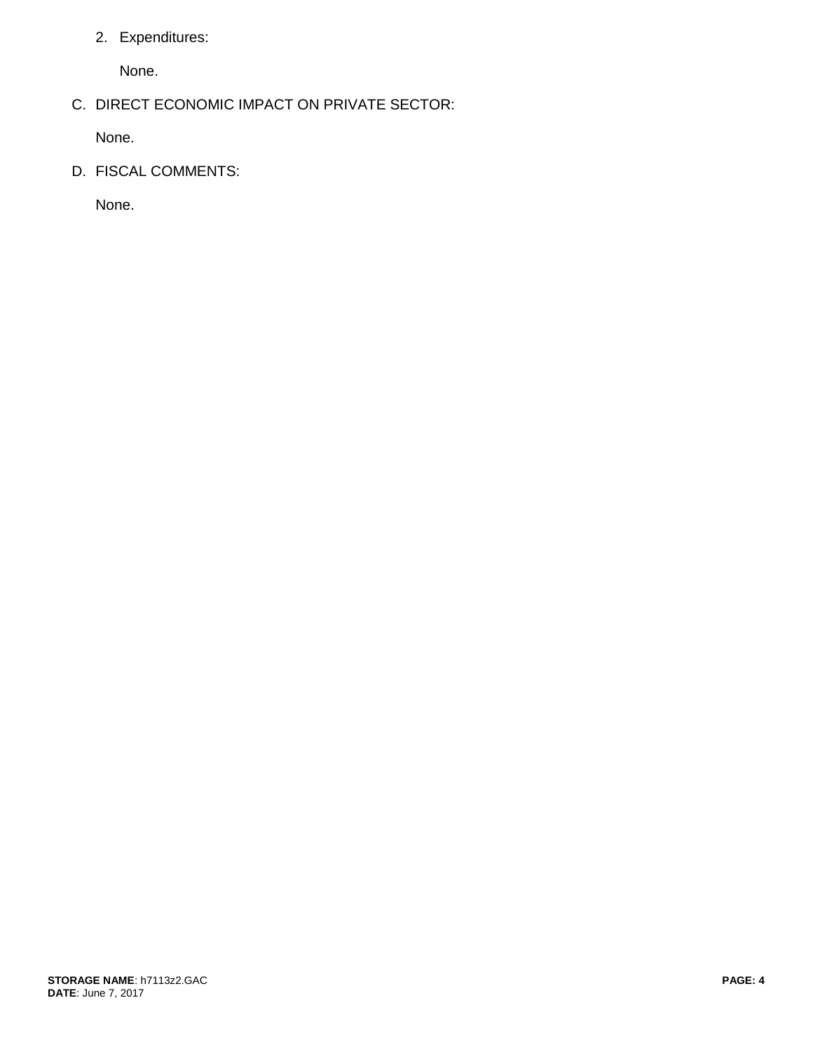2. Expenditures:

   None.

C. DIRECT ECONOMIC IMPACT ON PRIVATE SECTOR:

   None.

D. FISCAL COMMENTS:

   None.